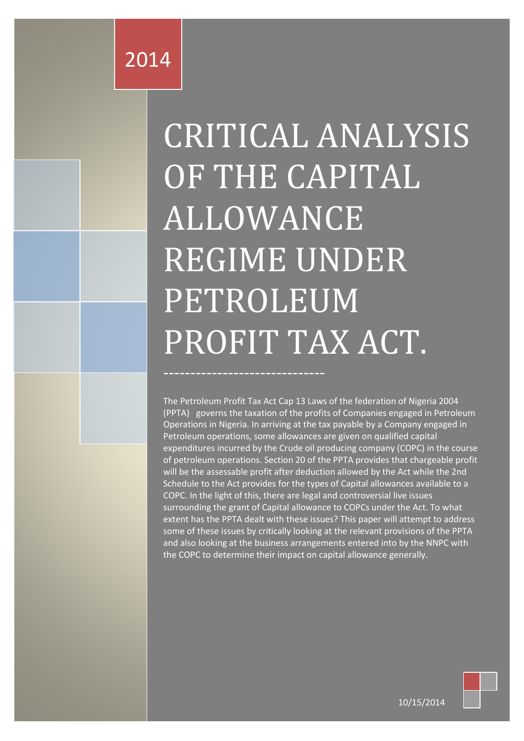2014

# CRITICAL ANALYSIS OF THE CAPITAL ALLOWANCE REGIME UNDER PETROLEUM PROFIT TAX ACT.

-----------------------------

The Petroleum Profit Tax Act Cap 13 Laws of the federation of Nigeria 2004 (PPTA) governs the taxation of the profits of Companies engaged in Petroleum Operations in Nigeria. In arriving at the tax payable by a Company engaged in Petroleum operations, some allowances are given on qualified capital expenditures incurred by the Crude oil producing company (COPC) in the course of petroleum operations. Section 20 of the PPTA provides that chargeable profit will be the assessable profit after deduction allowed by the Act while the 2nd Schedule to the Act provides for the types of Capital allowances available to a COPC. In the light of this, there are legal and controversial live issues surrounding the grant of Capital allowance to COPCs under the Act. To what extent has the PPTA dealt with these issues? This paper will attempt to address some of these issues by critically looking at the relevant provisions of the PPTA and also looking at the business arrangements entered into by the NNPC with the COPC to determine their impact on capital allowance generally.

10/15/2014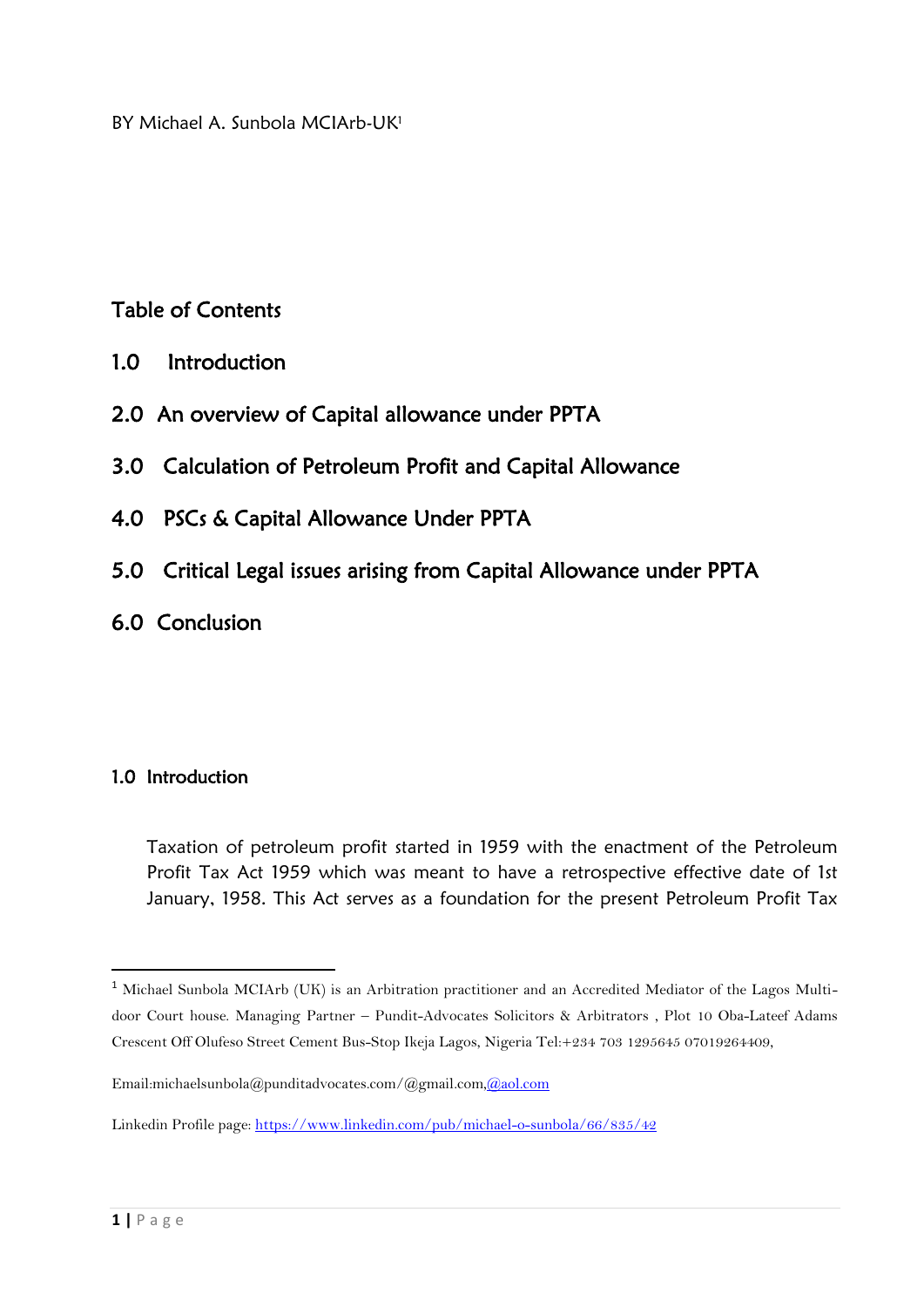BY Michael A. Sunbola MCIArb-UK[1]

## Table of Contents

1.0 Introduction

2.0 An overview of Capital allowance under PPTA

3.0 Calculation of Petroleum Profit and Capital Allowance

4.0 PSCs & Capital Allowance Under PPTA

5.0 Critical Legal issues arising from Capital Allowance under PPTA

6.0 Conclusion

### 1.0 Introduction

Taxation of petroleum profit started in 1959 with the enactment of the Petroleum Profit Tax Act 1959 which was meant to have a retrospective effective date of 1st January, 1958. This Act serves as a foundation for the present Petroleum Profit Tax

---

[1] Michael Sunbola MCIArb (UK) is an Arbitration practitioner and an Accredited Mediator of the Lagos Multi-door Court house. Managing Partner – Pundit-Advocates Solicitors & Arbitrators , Plot 10 Oba-Lateef Adams Crescent Off Olufeso Street Cement Bus-Stop Ikeja Lagos, Nigeria Tel:+234 703 1295645 07019264409,

Email:michaelsunbola@punditadvocates.com/@gmail.com,@aol.com

Linkedin Profile page: https://www.linkedin.com/pub/michael-o-sunbola/66/835/42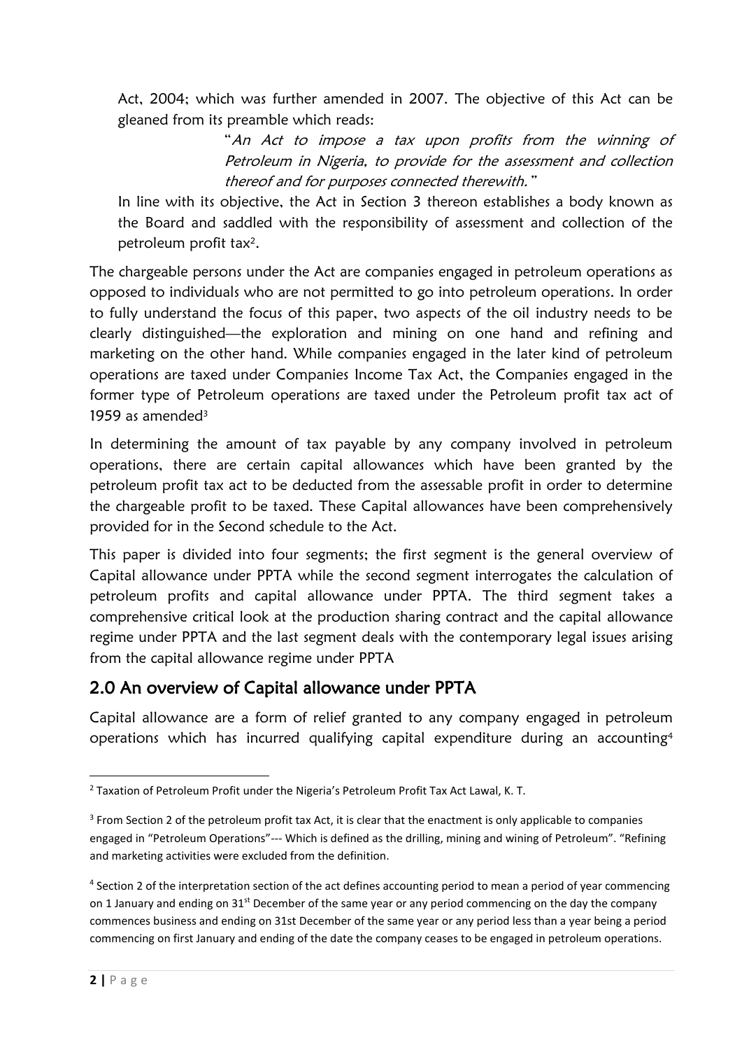Act, 2004; which was further amended in 2007. The objective of this Act can be gleaned from its preamble which reads:

> "*An Act to impose a tax upon profits from the winning of Petroleum in Nigeria, to provide for the assessment and collection thereof and for purposes connected therewith.*"

In line with its objective, the Act in Section 3 thereon establishes a body known as the Board and saddled with the responsibility of assessment and collection of the petroleum profit tax[2].

The chargeable persons under the Act are companies engaged in petroleum operations as opposed to individuals who are not permitted to go into petroleum operations. In order to fully understand the focus of this paper, two aspects of the oil industry needs to be clearly distinguished—the exploration and mining on one hand and refining and marketing on the other hand. While companies engaged in the later kind of petroleum operations are taxed under Companies Income Tax Act, the Companies engaged in the former type of Petroleum operations are taxed under the Petroleum profit tax act of 1959 as amended[3]

In determining the amount of tax payable by any company involved in petroleum operations, there are certain capital allowances which have been granted by the petroleum profit tax act to be deducted from the assessable profit in order to determine the chargeable profit to be taxed. These Capital allowances have been comprehensively provided for in the Second schedule to the Act.

This paper is divided into four segments; the first segment is the general overview of Capital allowance under PPTA while the second segment interrogates the calculation of petroleum profits and capital allowance under PPTA. The third segment takes a comprehensive critical look at the production sharing contract and the capital allowance regime under PPTA and the last segment deals with the contemporary legal issues arising from the capital allowance regime under PPTA

## 2.0 An overview of Capital allowance under PPTA

Capital allowance are a form of relief granted to any company engaged in petroleum operations which has incurred qualifying capital expenditure during an accounting[4]

---

[2] Taxation of Petroleum Profit under the Nigeria's Petroleum Profit Tax Act Lawal, K. T.

[3] From Section 2 of the petroleum profit tax Act, it is clear that the enactment is only applicable to companies engaged in "Petroleum Operations"--- Which is defined as the drilling, mining and wining of Petroleum". "Refining and marketing activities were excluded from the definition.

[4] Section 2 of the interpretation section of the act defines accounting period to mean a period of year commencing on 1 January and ending on 31st December of the same year or any period commencing on the day the company commences business and ending on 31st December of the same year or any period less than a year being a period commencing on first January and ending of the date the company ceases to be engaged in petroleum operations.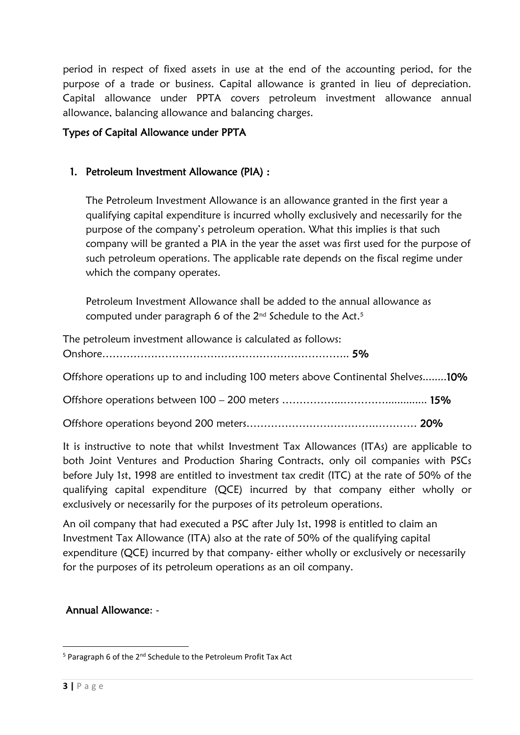period in respect of fixed assets in use at the end of the accounting period, for the purpose of a trade or business. Capital allowance is granted in lieu of depreciation. Capital allowance under PPTA covers petroleum investment allowance annual allowance, balancing allowance and balancing charges.

### Types of Capital Allowance under PPTA

1. **Petroleum Investment Allowance (PIA) :**

   The Petroleum Investment Allowance is an allowance granted in the first year a qualifying capital expenditure is incurred wholly exclusively and necessarily for the purpose of the company's petroleum operation. What this implies is that such company will be granted a PIA in the year the asset was first used for the purpose of such petroleum operations. The applicable rate depends on the fiscal regime under which the company operates.

   Petroleum Investment Allowance shall be added to the annual allowance as computed under paragraph 6 of the 2nd Schedule to the Act.[5]

The petroleum investment allowance is calculated as follows:

Onshore……………………………………………………………….. **5%**

Offshore operations up to and including 100 meters above Continental Shelves........**10%**

Offshore operations between 100 – 200 meters ……………..………….............. **15%**

Offshore operations beyond 200 meters………………………………………… **20%**

It is instructive to note that whilst Investment Tax Allowances (ITAs) are applicable to both Joint Ventures and Production Sharing Contracts, only oil companies with PSCs before July 1st, 1998 are entitled to investment tax credit (ITC) at the rate of 50% of the qualifying capital expenditure (QCE) incurred by that company either wholly or exclusively or necessarily for the purposes of its petroleum operations.

An oil company that had executed a PSC after July 1st, 1998 is entitled to claim an Investment Tax Allowance (ITA) also at the rate of 50% of the qualifying capital expenditure (QCE) incurred by that company- either wholly or exclusively or necessarily for the purposes of its petroleum operations as an oil company.

**Annual Allowance**: -

---

[5] Paragraph 6 of the 2nd Schedule to the Petroleum Profit Tax Act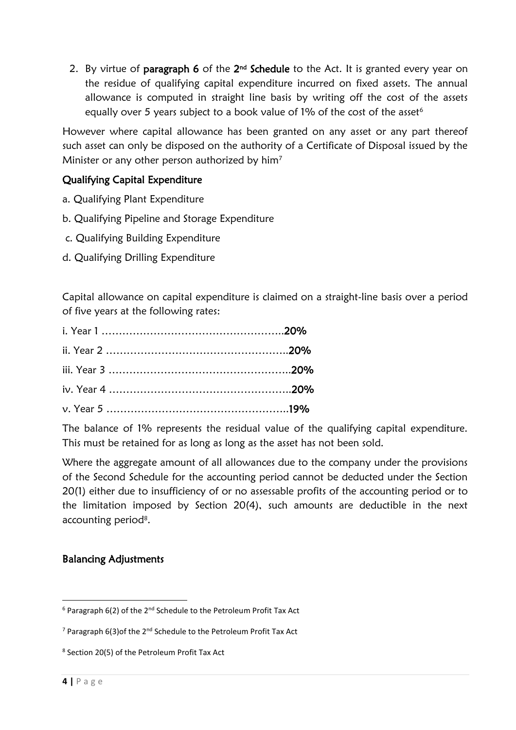2. By virtue of **paragraph 6** of the **2nd Schedule** to the Act. It is granted every year on the residue of qualifying capital expenditure incurred on fixed assets. The annual allowance is computed in straight line basis by writing off the cost of the assets equally over 5 years subject to a book value of 1% of the cost of the asset[6]

However where capital allowance has been granted on any asset or any part thereof such asset can only be disposed on the authority of a Certificate of Disposal issued by the Minister or any other person authorized by him[7]

## Qualifying Capital Expenditure

a. Qualifying Plant Expenditure

b. Qualifying Pipeline and Storage Expenditure

c. Qualifying Building Expenditure

d. Qualifying Drilling Expenditure

Capital allowance on capital expenditure is claimed on a straight-line basis over a period of five years at the following rates:

i. Year 1 ……………………………………………..**20%**

ii. Year 2 ……………………………………………..**20%**

iii. Year 3 ……………………………………………..**20%**

iv. Year 4 ……………………………………………..**20%**

v. Year 5 ……………………………………………..**19%**

The balance of 1% represents the residual value of the qualifying capital expenditure. This must be retained for as long as long as the asset has not been sold.

Where the aggregate amount of all allowances due to the company under the provisions of the Second Schedule for the accounting period cannot be deducted under the Section 20(1) either due to insufficiency of or no assessable profits of the accounting period or to the limitation imposed by Section 20(4), such amounts are deductible in the next accounting period[8].

## Balancing Adjustments

---

[6] Paragraph 6(2) of the 2nd Schedule to the Petroleum Profit Tax Act

[7] Paragraph 6(3)of the 2nd Schedule to the Petroleum Profit Tax Act

[8] Section 20(5) of the Petroleum Profit Tax Act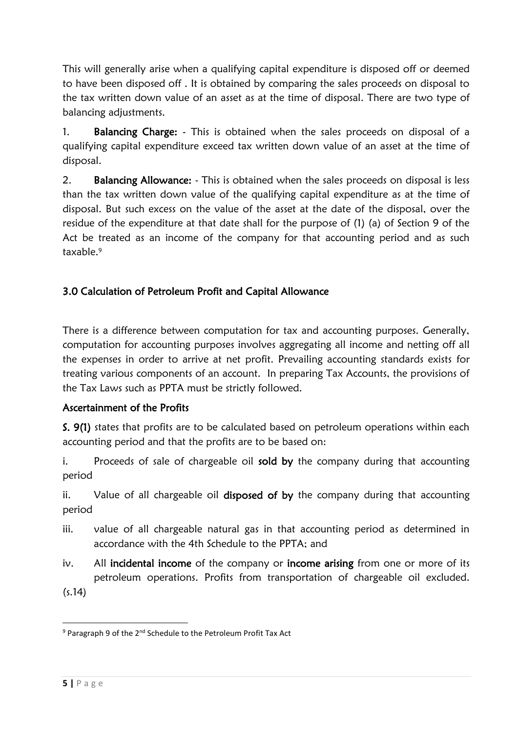This will generally arise when a qualifying capital expenditure is disposed off or deemed to have been disposed off . It is obtained by comparing the sales proceeds on disposal to the tax written down value of an asset as at the time of disposal. There are two type of balancing adjustments.

1. **Balancing Charge:** - This is obtained when the sales proceeds on disposal of a qualifying capital expenditure exceed tax written down value of an asset at the time of disposal.

2. **Balancing Allowance:** - This is obtained when the sales proceeds on disposal is less than the tax written down value of the qualifying capital expenditure as at the time of disposal. But such excess on the value of the asset at the date of the disposal, over the residue of the expenditure at that date shall for the purpose of (1) (a) of Section 9 of the Act be treated as an income of the company for that accounting period and as such taxable.[9]

## 3.0 Calculation of Petroleum Profit and Capital Allowance

There is a difference between computation for tax and accounting purposes. Generally, computation for accounting purposes involves aggregating all income and netting off all the expenses in order to arrive at net profit. Prevailing accounting standards exists for treating various components of an account. In preparing Tax Accounts, the provisions of the Tax Laws such as PPTA must be strictly followed.

### Ascertainment of the Profits

**S. 9(1)** states that profits are to be calculated based on petroleum operations within each accounting period and that the profits are to be based on:

i. Proceeds of sale of chargeable oil **sold by** the company during that accounting period

ii. Value of all chargeable oil **disposed of by** the company during that accounting period

iii. value of all chargeable natural gas in that accounting period as determined in accordance with the 4th Schedule to the PPTA; and

iv. All **incidental income** of the company or **income arising** from one or more of its petroleum operations. Profits from transportation of chargeable oil excluded. (s.14)

---

[9] Paragraph 9 of the 2nd Schedule to the Petroleum Profit Tax Act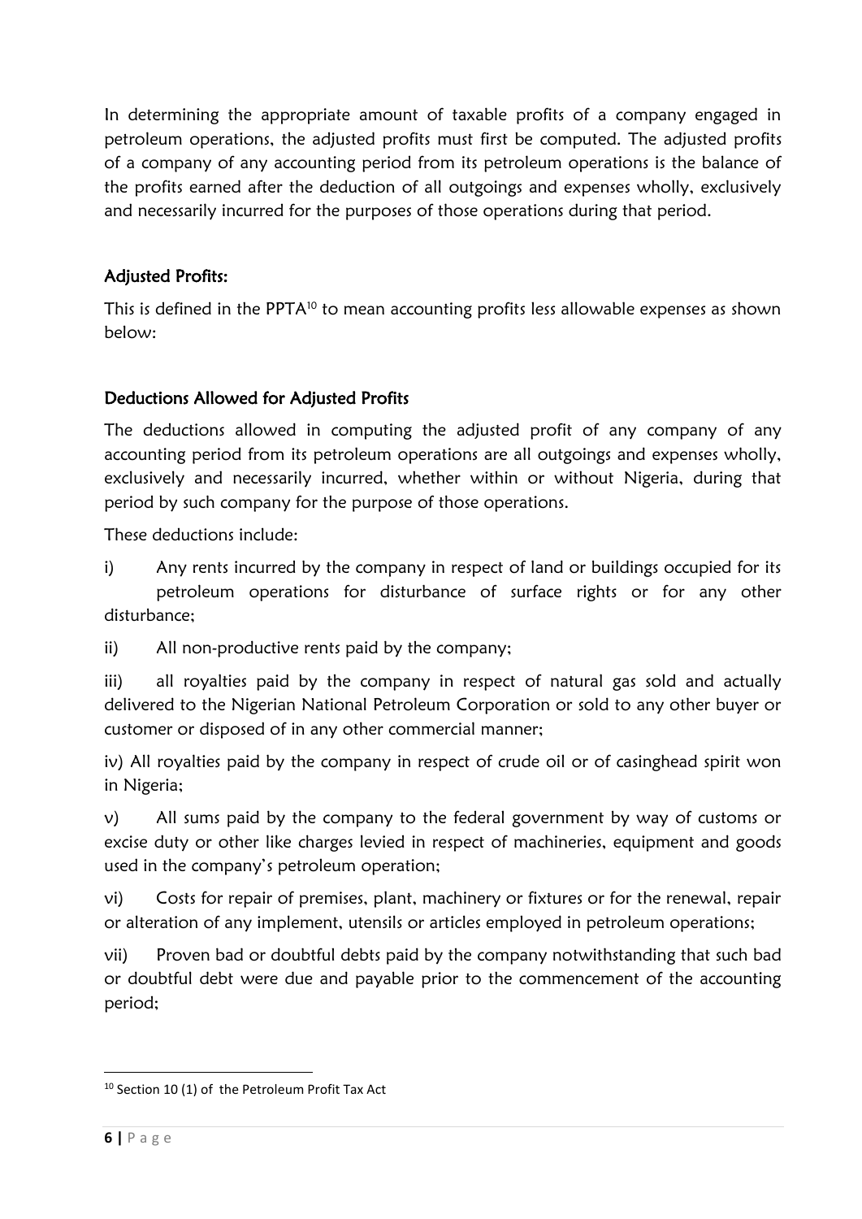In determining the appropriate amount of taxable profits of a company engaged in petroleum operations, the adjusted profits must first be computed. The adjusted profits of a company of any accounting period from its petroleum operations is the balance of the profits earned after the deduction of all outgoings and expenses wholly, exclusively and necessarily incurred for the purposes of those operations during that period.

## Adjusted Profits:

This is defined in the PPTA[10] to mean accounting profits less allowable expenses as shown below:

## Deductions Allowed for Adjusted Profits

The deductions allowed in computing the adjusted profit of any company of any accounting period from its petroleum operations are all outgoings and expenses wholly, exclusively and necessarily incurred, whether within or without Nigeria, during that period by such company for the purpose of those operations.

These deductions include:

i) Any rents incurred by the company in respect of land or buildings occupied for its petroleum operations for disturbance of surface rights or for any other disturbance;

ii) All non-productive rents paid by the company;

iii) all royalties paid by the company in respect of natural gas sold and actually delivered to the Nigerian National Petroleum Corporation or sold to any other buyer or customer or disposed of in any other commercial manner;

iv) All royalties paid by the company in respect of crude oil or of casinghead spirit won in Nigeria;

v) All sums paid by the company to the federal government by way of customs or excise duty or other like charges levied in respect of machineries, equipment and goods used in the company's petroleum operation;

vi) Costs for repair of premises, plant, machinery or fixtures or for the renewal, repair or alteration of any implement, utensils or articles employed in petroleum operations;

vii) Proven bad or doubtful debts paid by the company notwithstanding that such bad or doubtful debt were due and payable prior to the commencement of the accounting period;

---

[10] Section 10 (1) of the Petroleum Profit Tax Act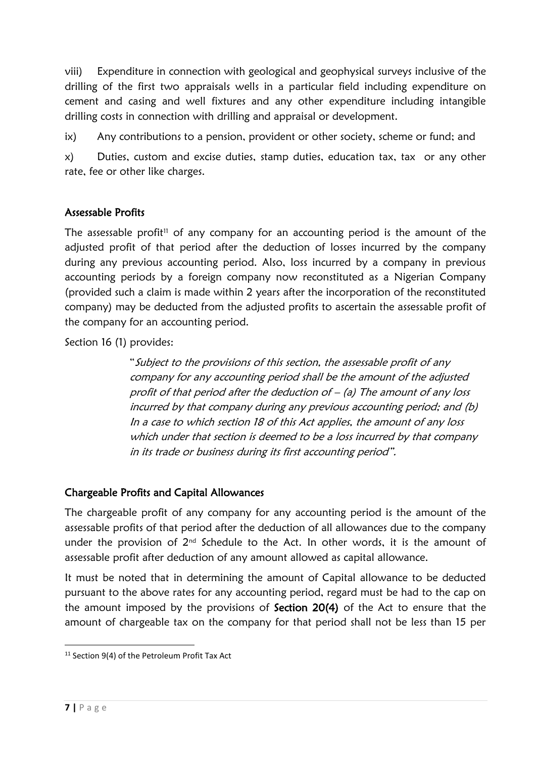viii) Expenditure in connection with geological and geophysical surveys inclusive of the drilling of the first two appraisals wells in a particular field including expenditure on cement and casing and well fixtures and any other expenditure including intangible drilling costs in connection with drilling and appraisal or development.

ix) Any contributions to a pension, provident or other society, scheme or fund; and

x) Duties, custom and excise duties, stamp duties, education tax, tax or any other rate, fee or other like charges.

## Assessable Profits

The assessable profit[11] of any company for an accounting period is the amount of the adjusted profit of that period after the deduction of losses incurred by the company during any previous accounting period. Also, loss incurred by a company in previous accounting periods by a foreign company now reconstituted as a Nigerian Company (provided such a claim is made within 2 years after the incorporation of the reconstituted company) may be deducted from the adjusted profits to ascertain the assessable profit of the company for an accounting period.

Section 16 (1) provides:

> "*Subject to the provisions of this section, the assessable profit of any company for any accounting period shall be the amount of the adjusted profit of that period after the deduction of – (a) The amount of any loss incurred by that company during any previous accounting period; and (b) In a case to which section 18 of this Act applies, the amount of any loss which under that section is deemed to be a loss incurred by that company in its trade or business during its first accounting period*".

## Chargeable Profits and Capital Allowances

The chargeable profit of any company for any accounting period is the amount of the assessable profits of that period after the deduction of all allowances due to the company under the provision of 2nd Schedule to the Act. In other words, it is the amount of assessable profit after deduction of any amount allowed as capital allowance.

It must be noted that in determining the amount of Capital allowance to be deducted pursuant to the above rates for any accounting period, regard must be had to the cap on the amount imposed by the provisions of **Section 20(4)** of the Act to ensure that the amount of chargeable tax on the company for that period shall not be less than 15 per

---

[11] Section 9(4) of the Petroleum Profit Tax Act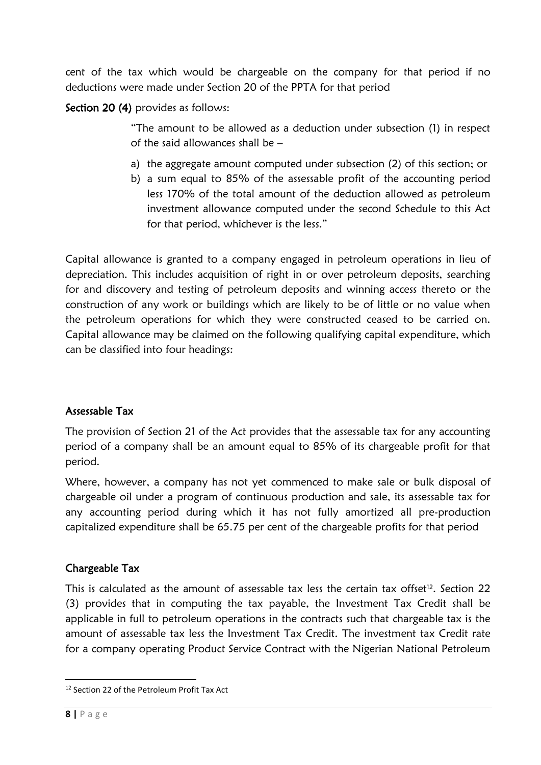cent of the tax which would be chargeable on the company for that period if no deductions were made under Section 20 of the PPTA for that period

**Section 20 (4)** provides as follows:

> "The amount to be allowed as a deduction under subsection (1) in respect of the said allowances shall be –
>
> a) the aggregate amount computed under subsection (2) of this section; or
> b) a sum equal to 85% of the assessable profit of the accounting period less 170% of the total amount of the deduction allowed as petroleum investment allowance computed under the second Schedule to this Act for that period, whichever is the less."

Capital allowance is granted to a company engaged in petroleum operations in lieu of depreciation. This includes acquisition of right in or over petroleum deposits, searching for and discovery and testing of petroleum deposits and winning access thereto or the construction of any work or buildings which are likely to be of little or no value when the petroleum operations for which they were constructed ceased to be carried on. Capital allowance may be claimed on the following qualifying capital expenditure, which can be classified into four headings:

### Assessable Tax

The provision of Section 21 of the Act provides that the assessable tax for any accounting period of a company shall be an amount equal to 85% of its chargeable profit for that period.

Where, however, a company has not yet commenced to make sale or bulk disposal of chargeable oil under a program of continuous production and sale, its assessable tax for any accounting period during which it has not fully amortized all pre-production capitalized expenditure shall be 65.75 per cent of the chargeable profits for that period

### Chargeable Tax

This is calculated as the amount of assessable tax less the certain tax offset[12]. Section 22 (3) provides that in computing the tax payable, the Investment Tax Credit shall be applicable in full to petroleum operations in the contracts such that chargeable tax is the amount of assessable tax less the Investment Tax Credit. The investment tax Credit rate for a company operating Product Service Contract with the Nigerian National Petroleum

---

[12] Section 22 of the Petroleum Profit Tax Act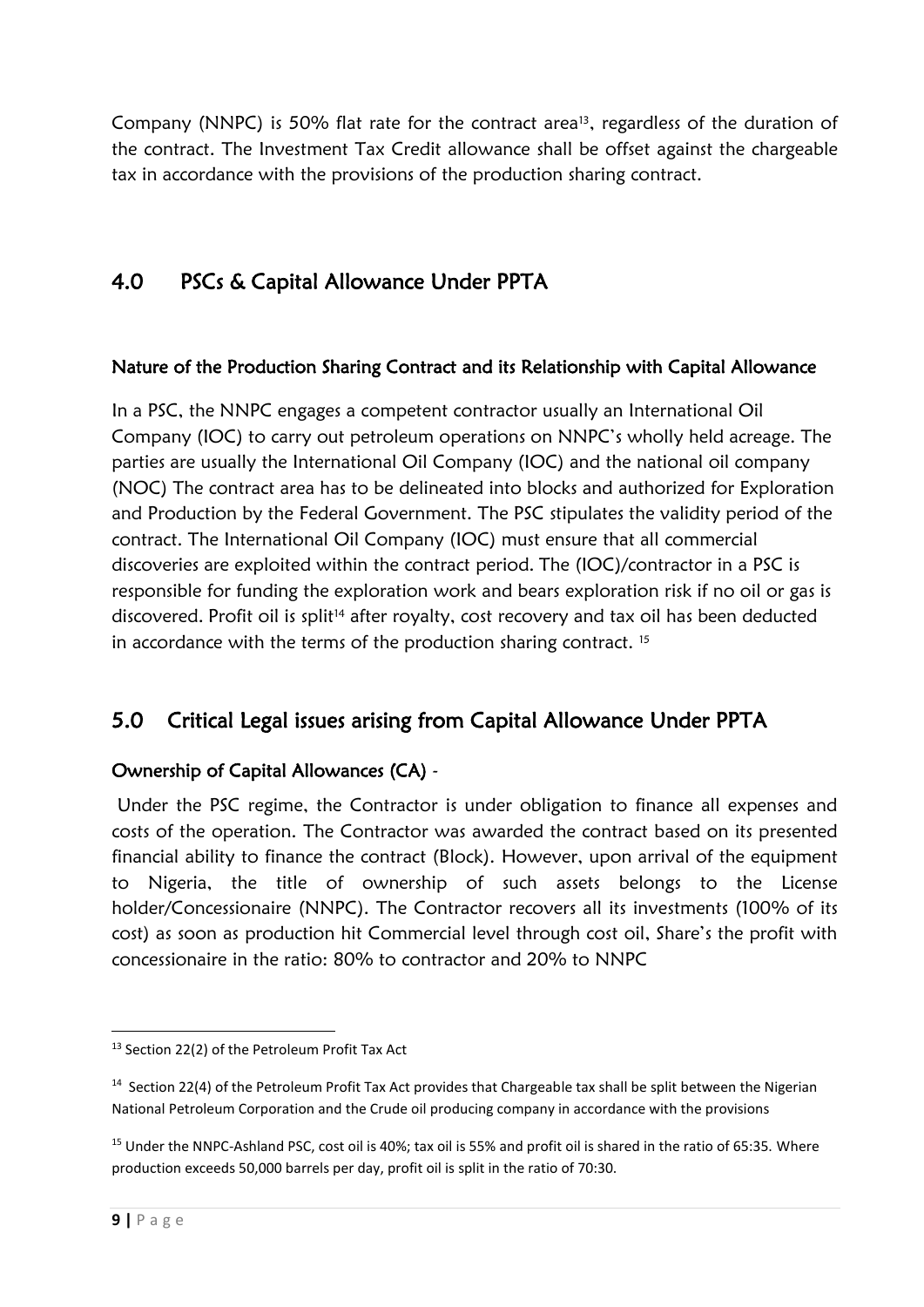Company (NNPC) is 50% flat rate for the contract area[13], regardless of the duration of the contract. The Investment Tax Credit allowance shall be offset against the chargeable tax in accordance with the provisions of the production sharing contract.

## 4.0 PSCs & Capital Allowance Under PPTA

### Nature of the Production Sharing Contract and its Relationship with Capital Allowance

In a PSC, the NNPC engages a competent contractor usually an International Oil Company (IOC) to carry out petroleum operations on NNPC's wholly held acreage. The parties are usually the International Oil Company (IOC) and the national oil company (NOC) The contract area has to be delineated into blocks and authorized for Exploration and Production by the Federal Government. The PSC stipulates the validity period of the contract. The International Oil Company (IOC) must ensure that all commercial discoveries are exploited within the contract period. The (IOC)/contractor in a PSC is responsible for funding the exploration work and bears exploration risk if no oil or gas is discovered. Profit oil is split[14] after royalty, cost recovery and tax oil has been deducted in accordance with the terms of the production sharing contract. [15]

## 5.0 Critical Legal issues arising from Capital Allowance Under PPTA

### Ownership of Capital Allowances (CA) -

Under the PSC regime, the Contractor is under obligation to finance all expenses and costs of the operation. The Contractor was awarded the contract based on its presented financial ability to finance the contract (Block). However, upon arrival of the equipment to Nigeria, the title of ownership of such assets belongs to the License holder/Concessionaire (NNPC). The Contractor recovers all its investments (100% of its cost) as soon as production hit Commercial level through cost oil, Share's the profit with concessionaire in the ratio: 80% to contractor and 20% to NNPC

---

[13] Section 22(2) of the Petroleum Profit Tax Act

[14] Section 22(4) of the Petroleum Profit Tax Act provides that Chargeable tax shall be split between the Nigerian National Petroleum Corporation and the Crude oil producing company in accordance with the provisions

[15] Under the NNPC-Ashland PSC, cost oil is 40%; tax oil is 55% and profit oil is shared in the ratio of 65:35. Where production exceeds 50,000 barrels per day, profit oil is split in the ratio of 70:30.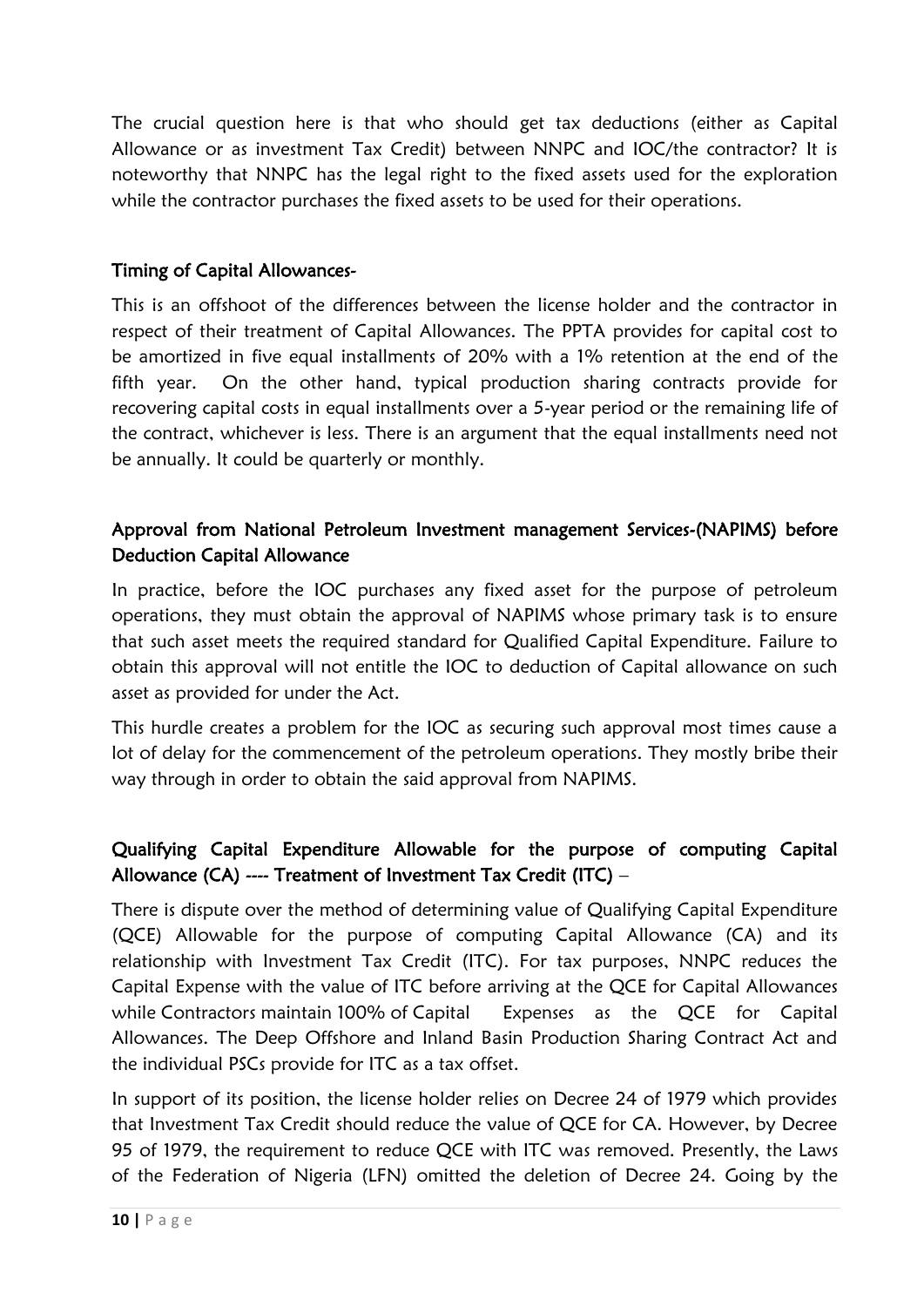The crucial question here is that who should get tax deductions (either as Capital Allowance or as investment Tax Credit) between NNPC and IOC/the contractor? It is noteworthy that NNPC has the legal right to the fixed assets used for the exploration while the contractor purchases the fixed assets to be used for their operations.

### Timing of Capital Allowances-

This is an offshoot of the differences between the license holder and the contractor in respect of their treatment of Capital Allowances. The PPTA provides for capital cost to be amortized in five equal installments of 20% with a 1% retention at the end of the fifth year. On the other hand, typical production sharing contracts provide for recovering capital costs in equal installments over a 5-year period or the remaining life of the contract, whichever is less. There is an argument that the equal installments need not be annually. It could be quarterly or monthly.

### Approval from National Petroleum Investment management Services-(NAPIMS) before Deduction Capital Allowance

In practice, before the IOC purchases any fixed asset for the purpose of petroleum operations, they must obtain the approval of NAPIMS whose primary task is to ensure that such asset meets the required standard for Qualified Capital Expenditure. Failure to obtain this approval will not entitle the IOC to deduction of Capital allowance on such asset as provided for under the Act.

This hurdle creates a problem for the IOC as securing such approval most times cause a lot of delay for the commencement of the petroleum operations. They mostly bribe their way through in order to obtain the said approval from NAPIMS.

### Qualifying Capital Expenditure Allowable for the purpose of computing Capital Allowance (CA) ---- Treatment of Investment Tax Credit (ITC) –

There is dispute over the method of determining value of Qualifying Capital Expenditure (QCE) Allowable for the purpose of computing Capital Allowance (CA) and its relationship with Investment Tax Credit (ITC). For tax purposes, NNPC reduces the Capital Expense with the value of ITC before arriving at the QCE for Capital Allowances while Contractors maintain 100% of Capital Expenses as the QCE for Capital Allowances. The Deep Offshore and Inland Basin Production Sharing Contract Act and the individual PSCs provide for ITC as a tax offset.

In support of its position, the license holder relies on Decree 24 of 1979 which provides that Investment Tax Credit should reduce the value of QCE for CA. However, by Decree 95 of 1979, the requirement to reduce QCE with ITC was removed. Presently, the Laws of the Federation of Nigeria (LFN) omitted the deletion of Decree 24. Going by the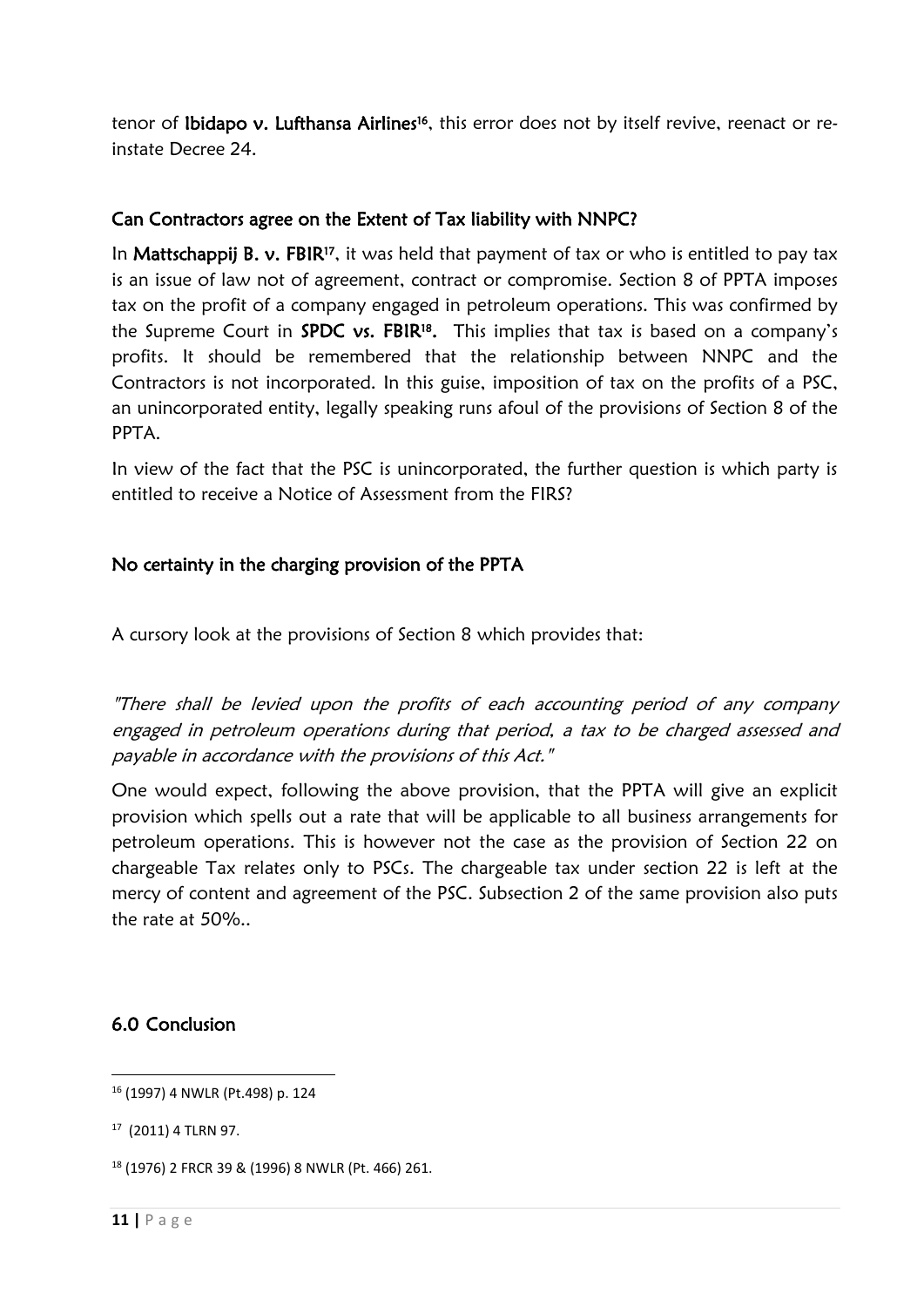tenor of **Ibidapo v. Lufthansa Airlines**[16], this error does not by itself revive, reenact or re-instate Decree 24.

### Can Contractors agree on the Extent of Tax liability with NNPC?

In **Mattschappij B. v. FBIR**[17], it was held that payment of tax or who is entitled to pay tax is an issue of law not of agreement, contract or compromise. Section 8 of PPTA imposes tax on the profit of a company engaged in petroleum operations. This was confirmed by the Supreme Court in **SPDC vs. FBIR**[18]. This implies that tax is based on a company's profits. It should be remembered that the relationship between NNPC and the Contractors is not incorporated. In this guise, imposition of tax on the profits of a PSC, an unincorporated entity, legally speaking runs afoul of the provisions of Section 8 of the PPTA.

In view of the fact that the PSC is unincorporated, the further question is which party is entitled to receive a Notice of Assessment from the FIRS?

### No certainty in the charging provision of the PPTA

A cursory look at the provisions of Section 8 which provides that:

*"There shall be levied upon the profits of each accounting period of any company engaged in petroleum operations during that period, a tax to be charged assessed and payable in accordance with the provisions of this Act."*

One would expect, following the above provision, that the PPTA will give an explicit provision which spells out a rate that will be applicable to all business arrangements for petroleum operations. This is however not the case as the provision of Section 22 on chargeable Tax relates only to PSCs. The chargeable tax under section 22 is left at the mercy of content and agreement of the PSC. Subsection 2 of the same provision also puts the rate at 50%..

## 6.0 Conclusion

---

[16] (1997) 4 NWLR (Pt.498) p. 124

[17] (2011) 4 TLRN 97.

[18] (1976) 2 FRCR 39 & (1996) 8 NWLR (Pt. 466) 261.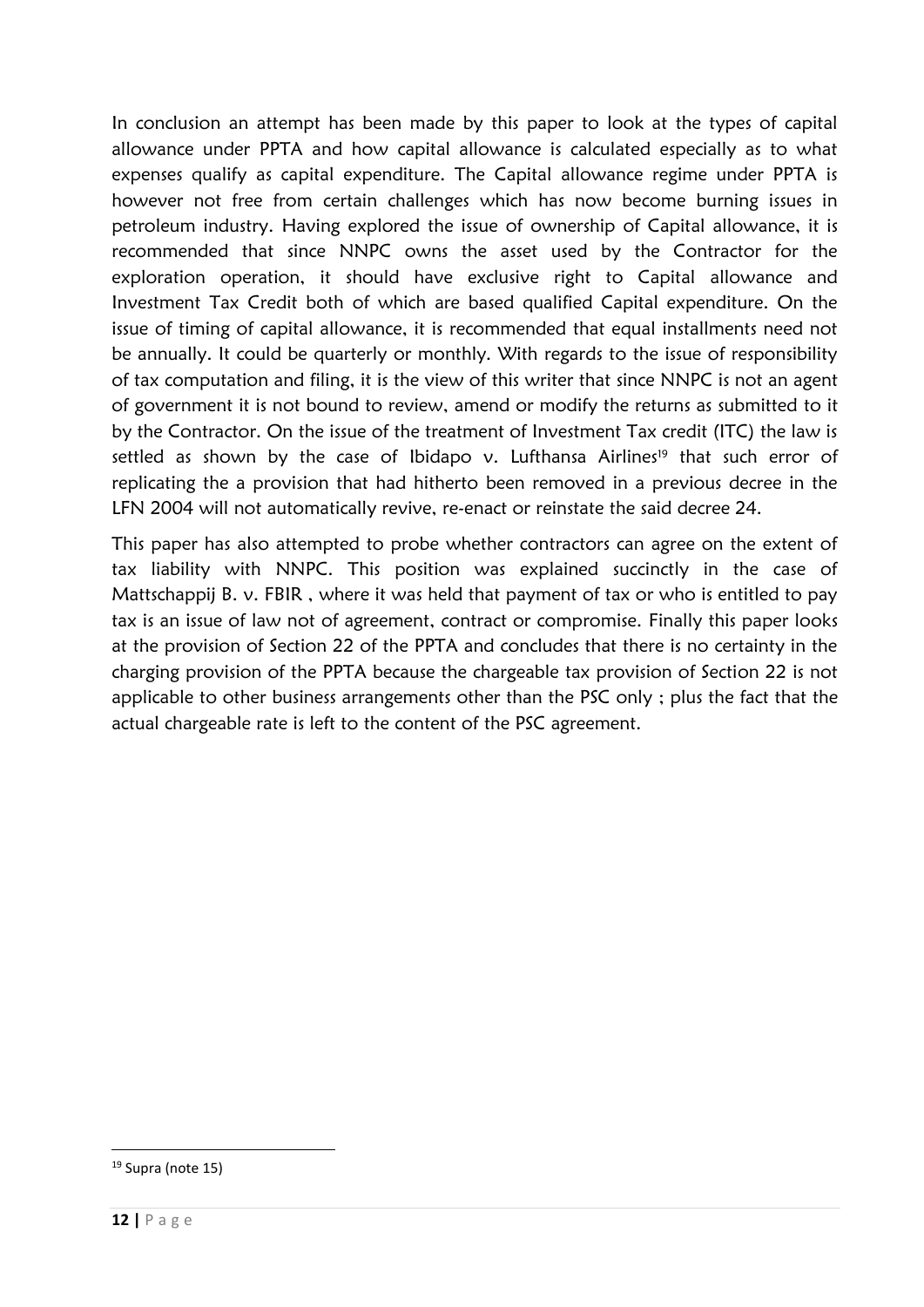In conclusion an attempt has been made by this paper to look at the types of capital allowance under PPTA and how capital allowance is calculated especially as to what expenses qualify as capital expenditure. The Capital allowance regime under PPTA is however not free from certain challenges which has now become burning issues in petroleum industry. Having explored the issue of ownership of Capital allowance, it is recommended that since NNPC owns the asset used by the Contractor for the exploration operation, it should have exclusive right to Capital allowance and Investment Tax Credit both of which are based qualified Capital expenditure. On the issue of timing of capital allowance, it is recommended that equal installments need not be annually. It could be quarterly or monthly. With regards to the issue of responsibility of tax computation and filing, it is the view of this writer that since NNPC is not an agent of government it is not bound to review, amend or modify the returns as submitted to it by the Contractor. On the issue of the treatment of Investment Tax credit (ITC) the law is settled as shown by the case of Ibidapo v. Lufthansa Airlines[19] that such error of replicating the a provision that had hitherto been removed in a previous decree in the LFN 2004 will not automatically revive, re-enact or reinstate the said decree 24.

This paper has also attempted to probe whether contractors can agree on the extent of tax liability with NNPC. This position was explained succinctly in the case of Mattschappij B. v. FBIR , where it was held that payment of tax or who is entitled to pay tax is an issue of law not of agreement, contract or compromise. Finally this paper looks at the provision of Section 22 of the PPTA and concludes that there is no certainty in the charging provision of the PPTA because the chargeable tax provision of Section 22 is not applicable to other business arrangements other than the PSC only ; plus the fact that the actual chargeable rate is left to the content of the PSC agreement.

[19] Supra (note 15)